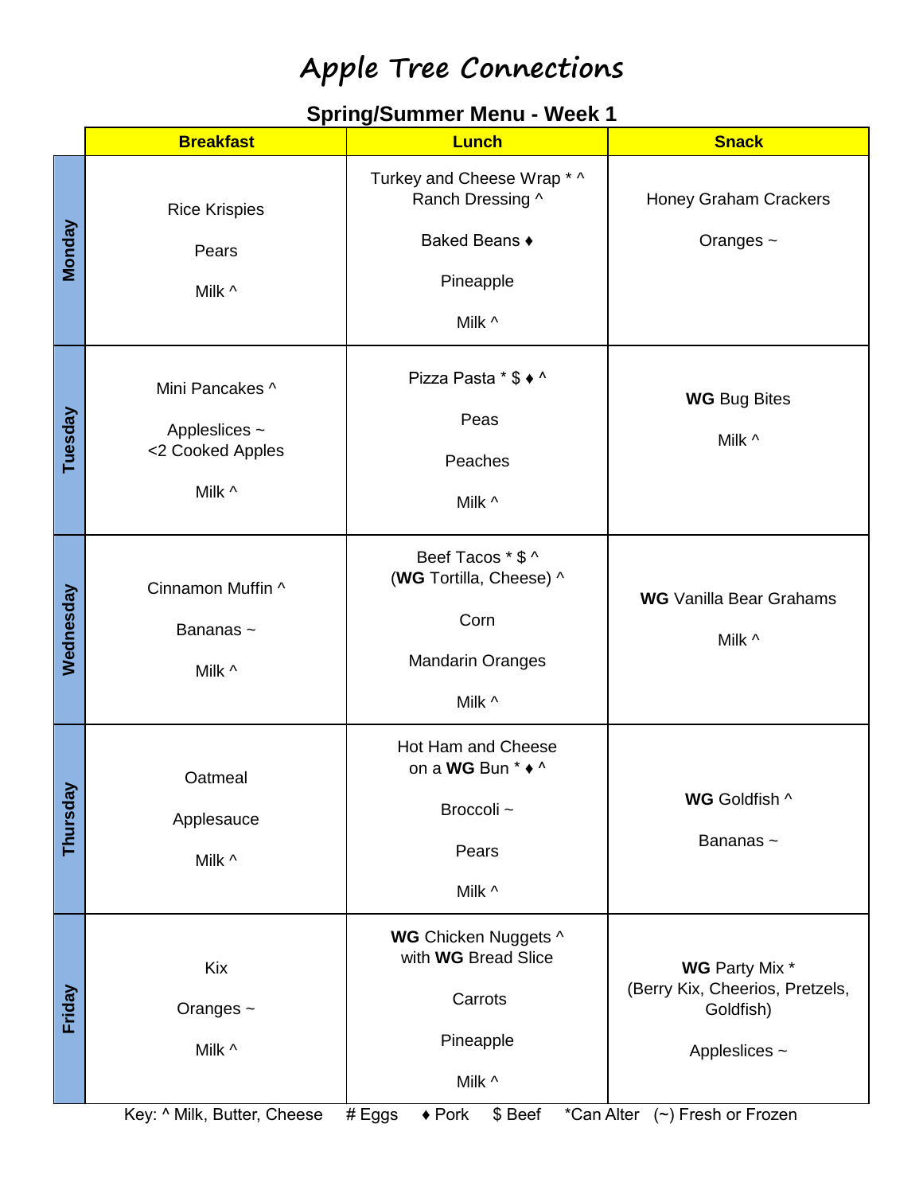# Apple Tree Connections

## Spring/Summer Menu - Week 1

| | Breakfast | Lunch | Snack |
|---|---|---|---|
| **Monday** | Rice Krispies<br><br>Pears<br><br>Milk ^ | Turkey and Cheese Wrap * ^<br>Ranch Dressing ^<br><br>Baked Beans ♦<br><br>Pineapple<br><br>Milk ^ | Honey Graham Crackers<br><br>Oranges ~ |
| **Tuesday** | Mini Pancakes ^<br><br>Appleslices ~<br><2 Cooked Apples<br><br>Milk ^ | Pizza Pasta * $ ♦ ^<br><br>Peas<br><br>Peaches<br><br>Milk ^ | **WG** Bug Bites<br><br>Milk ^ |
| **Wednesday** | Cinnamon Muffin ^<br><br>Bananas ~<br><br>Milk ^ | Beef Tacos * $ ^<br>(**WG** Tortilla, Cheese) ^<br><br>Corn<br><br>Mandarin Oranges<br><br>Milk ^ | **WG** Vanilla Bear Grahams<br><br>Milk ^ |
| **Thursday** | Oatmeal<br><br>Applesauce<br><br>Milk ^ | Hot Ham and Cheese<br>on a **WG** Bun * ♦ ^<br><br>Broccoli ~<br><br>Pears<br><br>Milk ^ | **WG** Goldfish ^<br><br>Bananas ~ |
| **Friday** | Kix<br><br>Oranges ~<br><br>Milk ^ | **WG** Chicken Nuggets ^<br>with **WG** Bread Slice<br><br>Carrots<br><br>Pineapple<br><br>Milk ^ | **WG** Party Mix *<br>(Berry Kix, Cheerios, Pretzels, Goldfish)<br><br>Appleslices ~ |

Key: ^ Milk, Butter, Cheese # Eggs ♦ Pork $ Beef *Can Alter (~) Fresh or Frozen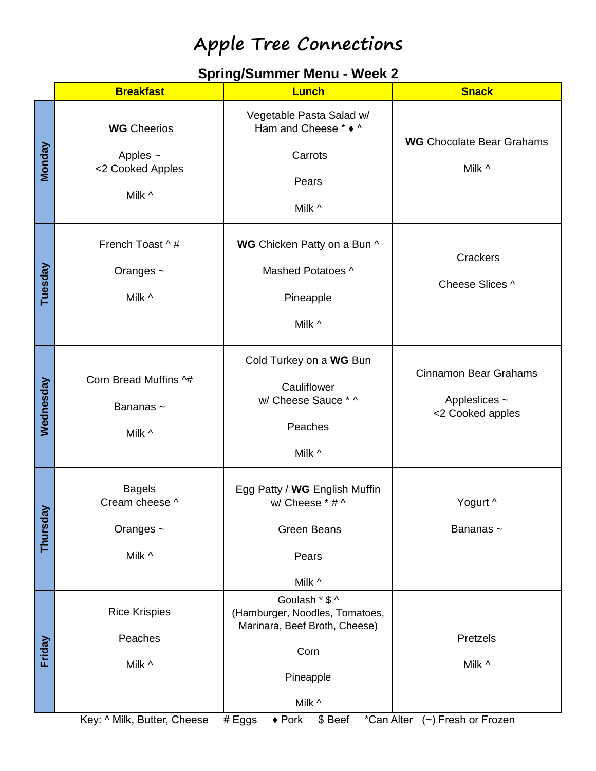# Apple Tree Connections

## Spring/Summer Menu - Week 2

| | Breakfast | Lunch | Snack |
|---|---|---|---|
| **Monday** | **WG** Cheerios<br><br>Apples ~<br><2 Cooked Apples<br><br>Milk ^ | Vegetable Pasta Salad w/ Ham and Cheese * ♦ ^<br><br>Carrots<br><br>Pears<br><br>Milk ^ | **WG** Chocolate Bear Grahams<br><br>Milk ^ |
| **Tuesday** | French Toast ^ #<br><br>Oranges ~<br><br>Milk ^ | **WG** Chicken Patty on a Bun ^<br><br>Mashed Potatoes ^<br><br>Pineapple<br><br>Milk ^ | Crackers<br><br>Cheese Slices ^ |
| **Wednesday** | Corn Bread Muffins ^#<br><br>Bananas ~<br><br>Milk ^ | Cold Turkey on a **WG** Bun<br><br>Cauliflower w/ Cheese Sauce * ^<br><br>Peaches<br><br>Milk ^ | Cinnamon Bear Grahams<br><br>Appleslices ~<br><2 Cooked apples |
| **Thursday** | Bagels<br>Cream cheese ^<br><br>Oranges ~<br><br>Milk ^ | Egg Patty / **WG** English Muffin w/ Cheese * # ^<br><br>Green Beans<br><br>Pears<br><br>Milk ^ | Yogurt ^<br><br>Bananas ~ |
| **Friday** | Rice Krispies<br><br>Peaches<br><br>Milk ^ | Goulash * $ ^<br>(Hamburger, Noodles, Tomatoes, Marinara, Beef Broth, Cheese)<br><br>Corn<br><br>Pineapple<br><br>Milk ^ | Pretzels<br><br>Milk ^ |

Key: ^ Milk, Butter, Cheese   # Eggs   ♦ Pork   $ Beef   *Can Alter   (~) Fresh or Frozen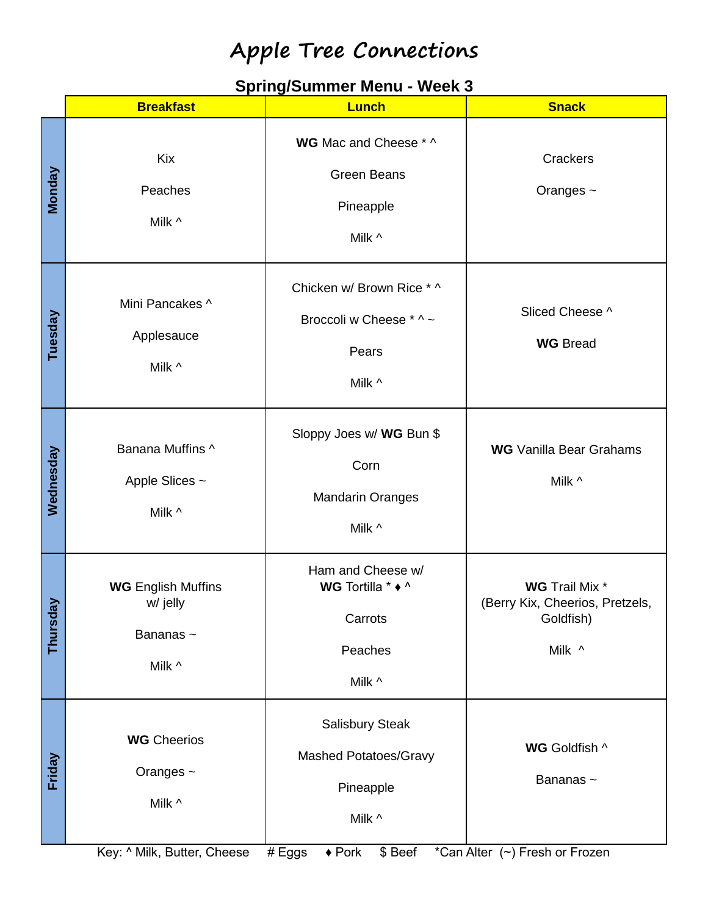# Apple Tree Connections

## Spring/Summer Menu - Week 3

| | Breakfast | Lunch | Snack |
|---|---|---|---|
| **Monday** | Kix<br><br>Peaches<br><br>Milk ^ | **WG** Mac and Cheese * ^<br><br>Green Beans<br><br>Pineapple<br><br>Milk ^ | Crackers<br><br>Oranges ~ |
| **Tuesday** | Mini Pancakes ^<br><br>Applesauce<br><br>Milk ^ | Chicken w/ Brown Rice * ^<br><br>Broccoli w Cheese * ^ ~<br><br>Pears<br><br>Milk ^ | Sliced Cheese ^<br><br>**WG** Bread |
| **Wednesday** | Banana Muffins ^<br><br>Apple Slices ~<br><br>Milk ^ | Sloppy Joes w/ **WG** Bun $<br><br>Corn<br><br>Mandarin Oranges<br><br>Milk ^ | **WG** Vanilla Bear Grahams<br><br>Milk ^ |
| **Thursday** | **WG** English Muffins w/ jelly<br><br>Bananas ~<br><br>Milk ^ | Ham and Cheese w/ **WG** Tortilla * ♦ ^<br><br>Carrots<br><br>Peaches<br><br>Milk ^ | **WG** Trail Mix * (Berry Kix, Cheerios, Pretzels, Goldfish)<br><br>Milk ^ |
| **Friday** | **WG** Cheerios<br><br>Oranges ~<br><br>Milk ^ | Salisbury Steak<br><br>Mashed Potatoes/Gravy<br><br>Pineapple<br><br>Milk ^ | **WG** Goldfish ^<br><br>Bananas ~ |

Key: ^ Milk, Butter, Cheese # Eggs ♦ Pork $ Beef *Can Alter (~) Fresh or Frozen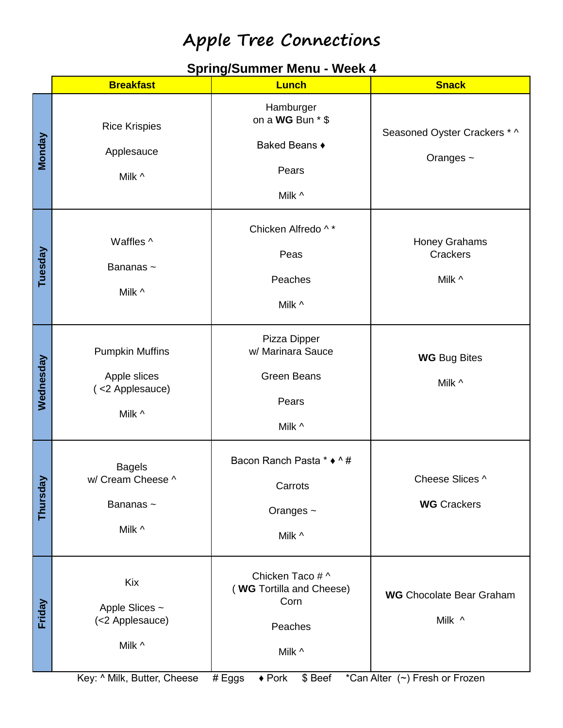# Apple Tree Connections

## Spring/Summer Menu - Week 4

| | Breakfast | Lunch | Snack |
|---|---|---|---|
| **Monday** | Rice Krispies<br><br>Applesauce<br><br>Milk ^ | Hamburger on a **WG** Bun * $<br><br>Baked Beans ♦<br><br>Pears<br><br>Milk ^ | Seasoned Oyster Crackers * ^<br><br>Oranges ~ |
| **Tuesday** | Waffles ^<br><br>Bananas ~<br><br>Milk ^ | Chicken Alfredo ^ *<br><br>Peas<br><br>Peaches<br><br>Milk ^ | Honey Grahams Crackers<br><br>Milk ^ |
| **Wednesday** | Pumpkin Muffins<br><br>Apple slices ( <2 Applesauce)<br><br>Milk ^ | Pizza Dipper w/ Marinara Sauce<br><br>Green Beans<br><br>Pears<br><br>Milk ^ | **WG** Bug Bites<br><br>Milk ^ |
| **Thursday** | Bagels w/ Cream Cheese ^<br><br>Bananas ~<br><br>Milk ^ | Bacon Ranch Pasta * ♦ ^ #<br><br>Carrots<br><br>Oranges ~<br><br>Milk ^ | Cheese Slices ^<br><br>**WG** Crackers |
| **Friday** | Kix<br><br>Apple Slices ~ (<2 Applesauce)<br><br>Milk ^ | Chicken Taco # ^ ( **WG** Tortilla and Cheese)<br>Corn<br><br>Peaches<br><br>Milk ^ | **WG** Chocolate Bear Graham<br><br>Milk ^ |

Key: ^ Milk, Butter, Cheese # Eggs ♦ Pork $ Beef *Can Alter (~) Fresh or Frozen